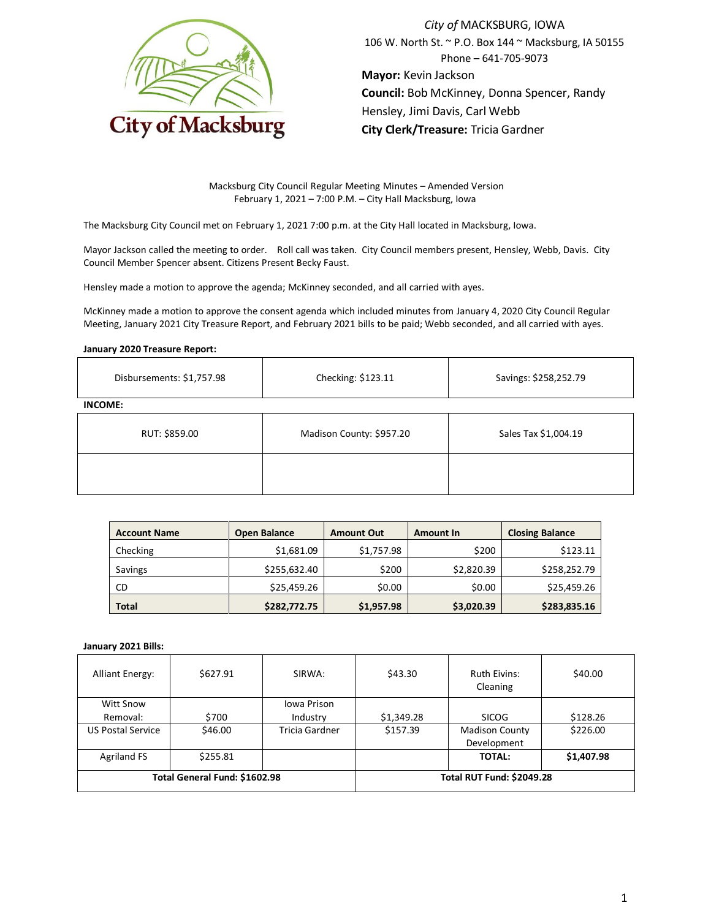*City of* MACKSBURG, IOWA
106 W. North St. ~ P.O. Box 144 ~ Macksburg, IA 50155
Phone – 641-705-9073
**Mayor:** Kevin Jackson
**Council:** Bob McKinney, Donna Spencer, Randy Hensley, Jimi Davis, Carl Webb
**City Clerk/Treasure:** Tricia Gardner

Macksburg City Council Regular Meeting Minutes – Amended Version
February 1, 2021 – 7:00 P.M. – City Hall Macksburg, Iowa

The Macksburg City Council met on February 1, 2021 7:00 p.m. at the City Hall located in Macksburg, Iowa.

Mayor Jackson called the meeting to order. Roll call was taken. City Council members present, Hensley, Webb, Davis. City Council Member Spencer absent. Citizens Present Becky Faust.

Hensley made a motion to approve the agenda; McKinney seconded, and all carried with ayes.

McKinney made a motion to approve the consent agenda which included minutes from January 4, 2020 City Council Regular Meeting, January 2021 City Treasure Report, and February 2021 bills to be paid; Webb seconded, and all carried with ayes.

**January 2020 Treasure Report:**

| Disbursements: $1,757.98 | Checking: $123.11 | Savings: $258,252.79 |
|---|---|---|

**INCOME:**

| RUT: $859.00 | Madison County: $957.20 | Sales Tax $1,004.19 |
|---|---|---|
| | | |

| Account Name | Open Balance | Amount Out | Amount In | Closing Balance |
|---|---|---|---|---|
| Checking | $1,681.09 | $1,757.98 | $200 | $123.11 |
| Savings | $255,632.40 | $200 | $2,820.39 | $258,252.79 |
| CD | $25,459.26 | $0.00 | $0.00 | $25,459.26 |
| **Total** | **$282,772.75** | **$1,957.98** | **$3,020.39** | **$283,835.16** |

**January 2021 Bills:**

| Alliant Energy: | $627.91 | SIRWA: | $43.30 | Ruth Eivins: Cleaning | $40.00 |
|---|---|---|---|---|---|
| Witt Snow Removal: | $700 | Iowa Prison Industry | $1,349.28 | SICOG | $128.26 |
| US Postal Service | $46.00 | Tricia Gardner | $157.39 | Madison County Development | $226.00 |
| Agriland FS | $255.81 | | | **TOTAL:** | **$1,407.98** |
| **Total General Fund: $1602.98** | | | **Total RUT Fund: $2049.28** | | |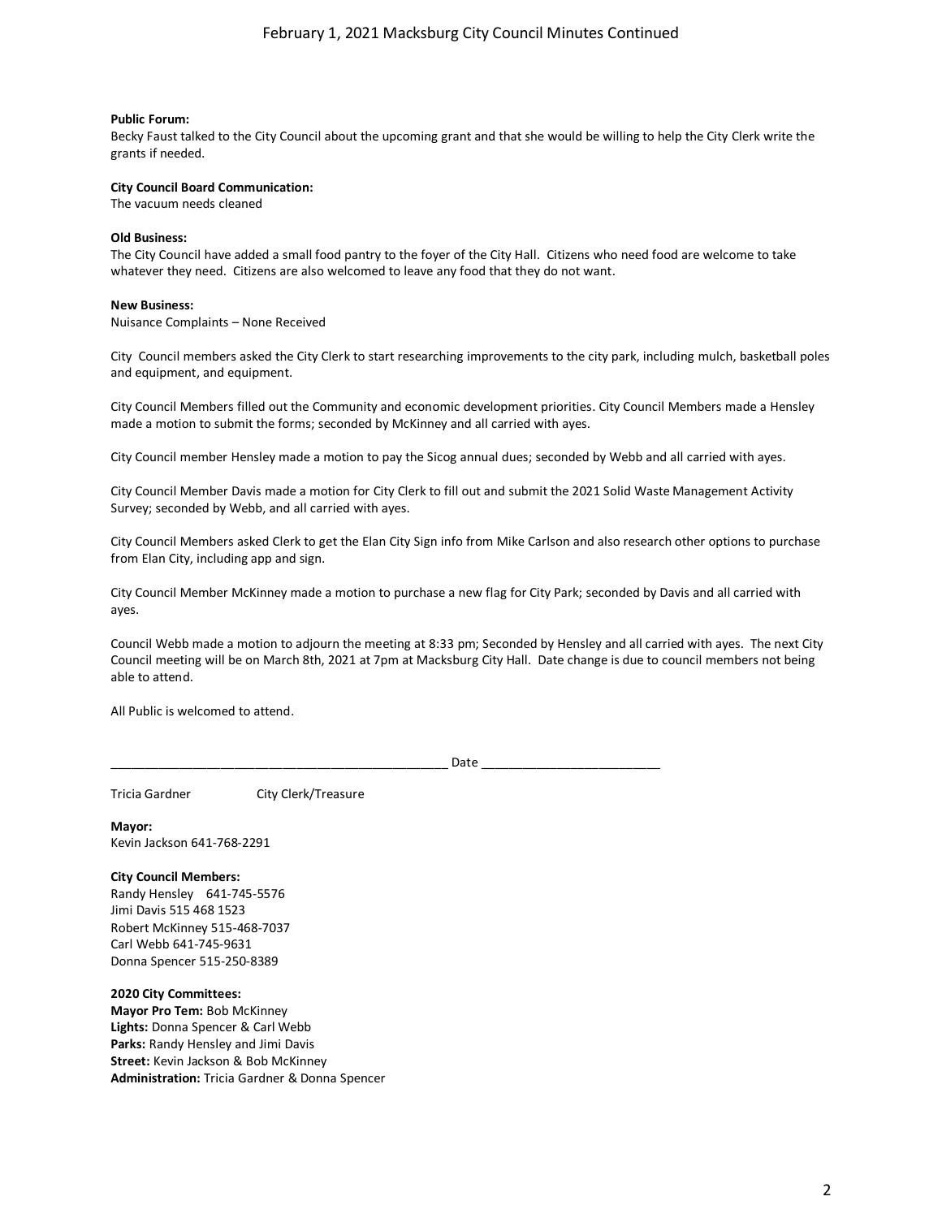**Public Forum:**
Becky Faust talked to the City Council about the upcoming grant and that she would be willing to help the City Clerk write the grants if needed.

**City Council Board Communication:**
The vacuum needs cleaned

**Old Business:**
The City Council have added a small food pantry to the foyer of the City Hall. Citizens who need food are welcome to take whatever they need. Citizens are also welcomed to leave any food that they do not want.

**New Business:**
Nuisance Complaints – None Received

City Council members asked the City Clerk to start researching improvements to the city park, including mulch, basketball poles and equipment, and equipment.

City Council Members filled out the Community and economic development priorities. City Council Members made a Hensley made a motion to submit the forms; seconded by McKinney and all carried with ayes.

City Council member Hensley made a motion to pay the Sicog annual dues; seconded by Webb and all carried with ayes.

City Council Member Davis made a motion for City Clerk to fill out and submit the 2021 Solid Waste Management Activity Survey; seconded by Webb, and all carried with ayes.

City Council Members asked Clerk to get the Elan City Sign info from Mike Carlson and also research other options to purchase from Elan City, including app and sign.

City Council Member McKinney made a motion to purchase a new flag for City Park; seconded by Davis and all carried with ayes.

Council Webb made a motion to adjourn the meeting at 8:33 pm; Seconded by Hensley and all carried with ayes. The next City Council meeting will be on March 8th, 2021 at 7pm at Macksburg City Hall. Date change is due to council members not being able to attend.

All Public is welcomed to attend.

\_\_\_\_\_\_\_\_\_\_\_\_\_\_\_\_\_\_\_\_\_\_\_\_\_\_\_\_\_\_\_\_\_\_\_\_\_\_\_\_\_\_\_\_\_\_ Date \_\_\_\_\_\_\_\_\_\_\_\_\_\_\_\_\_\_\_\_\_\_\_\_\_

Tricia Gardner City Clerk/Treasure

**Mayor:**
Kevin Jackson 641-768-2291

**City Council Members:**
Randy Hensley 641-745-5576
Jimi Davis 515 468 1523
Robert McKinney 515-468-7037
Carl Webb 641-745-9631
Donna Spencer 515-250-8389

**2020 City Committees:**
**Mayor Pro Tem:** Bob McKinney
**Lights:** Donna Spencer & Carl Webb
**Parks:** Randy Hensley and Jimi Davis
**Street:** Kevin Jackson & Bob McKinney
**Administration:** Tricia Gardner & Donna Spencer